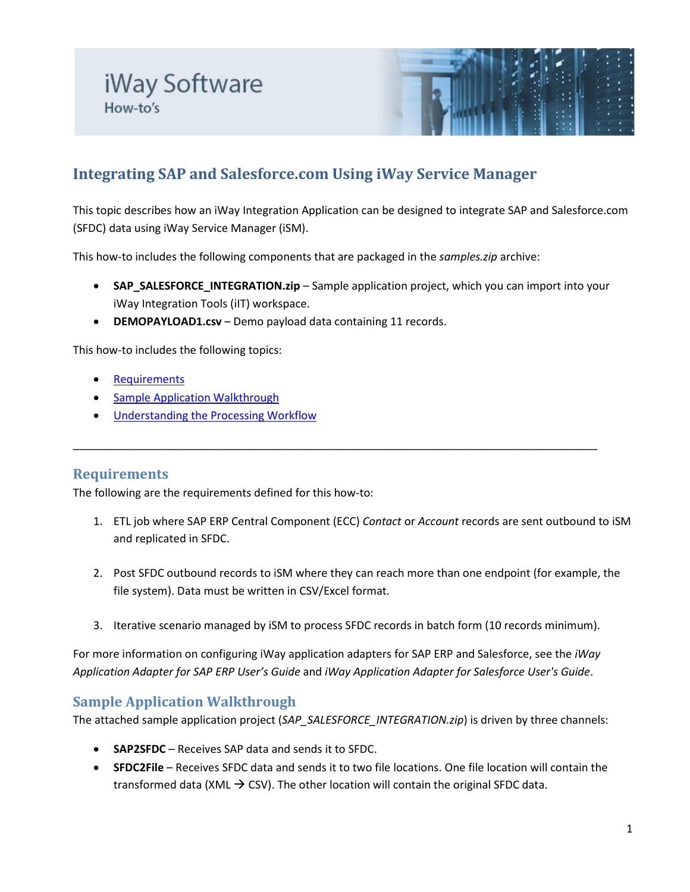iWay Software
How-to's

# Integrating SAP and Salesforce.com Using iWay Service Manager

This topic describes how an iWay Integration Application can be designed to integrate SAP and Salesforce.com (SFDC) data using iWay Service Manager (iSM).

This how-to includes the following components that are packaged in the *samples.zip* archive:

- **SAP_SALESFORCE_INTEGRATION.zip** – Sample application project, which you can import into your iWay Integration Tools (iIT) workspace.
- **DEMOPAYLOAD1.csv** – Demo payload data containing 11 records.

This how-to includes the following topics:

- Requirements
- Sample Application Walkthrough
- Understanding the Processing Workflow

---

## Requirements

The following are the requirements defined for this how-to:

1. ETL job where SAP ERP Central Component (ECC) *Contact* or *Account* records are sent outbound to iSM and replicated in SFDC.

2. Post SFDC outbound records to iSM where they can reach more than one endpoint (for example, the file system). Data must be written in CSV/Excel format.

3. Iterative scenario managed by iSM to process SFDC records in batch form (10 records minimum).

For more information on configuring iWay application adapters for SAP ERP and Salesforce, see the *iWay Application Adapter for SAP ERP User's Guide* and *iWay Application Adapter for Salesforce User's Guide*.

## Sample Application Walkthrough

The attached sample application project (*SAP_SALESFORCE_INTEGRATION.zip*) is driven by three channels:

- **SAP2SFDC** – Receives SAP data and sends it to SFDC.
- **SFDC2File** – Receives SFDC data and sends it to two file locations. One file location will contain the transformed data (XML → CSV). The other location will contain the original SFDC data.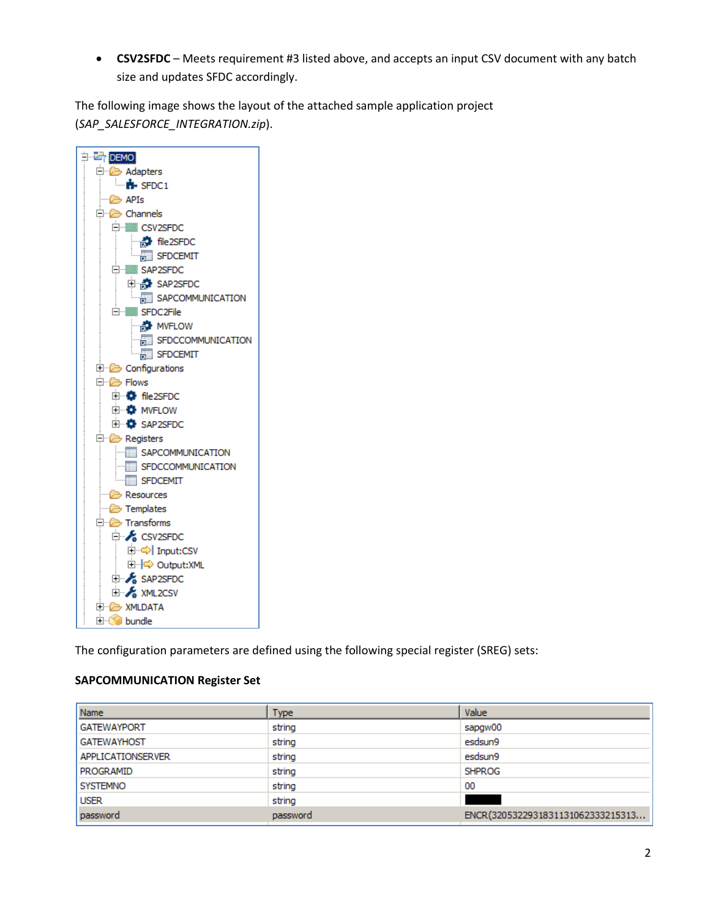- **CSV2SFDC** – Meets requirement #3 listed above, and accepts an input CSV document with any batch size and updates SFDC accordingly.

The following image shows the layout of the attached sample application project (*SAP_SALESFORCE_INTEGRATION.zip*).

```
DEMO
├── Adapters
│   └── SFDC1
├── APIs
├── Channels
│   ├── CSV2SFDC
│   │   ├── file2SFDC
│   │   └── SFDCEMIT
│   ├── SAP2SFDC
│   │   ├── SAP2SFDC
│   │   └── SAPCOMMUNICATION
│   └── SFDC2File
│       ├── MVFLOW
│       ├── SFDCCOMMUNICATION
│       └── SFDCEMIT
├── Configurations
├── Flows
│   ├── file2SFDC
│   ├── MVFLOW
│   └── SAP2SFDC
├── Registers
│   ├── SAPCOMMUNICATION
│   ├── SFDCCOMMUNICATION
│   └── SFDCEMIT
├── Resources
├── Templates
├── Transforms
│   ├── CSV2SFDC
│   │   ├── Input:CSV
│   │   └── Output:XML
│   ├── SAP2SFDC
│   └── XML2CSV
├── XMLDATA
└── bundle
```

The configuration parameters are defined using the following special register (SREG) sets:

**SAPCOMMUNICATION Register Set**

| Name | Type | Value |
| --- | --- | --- |
| GATEWAYPORT | string | sapgw00 |
| GATEWAYHOST | string | esdsun9 |
| APPLICATIONSERVER | string | esdsun9 |
| PROGRAMID | string | SHPROG |
| SYSTEMNO | string | 00 |
| USER | string | |
| password | password | ENCR(32053229318311310623332153 13... |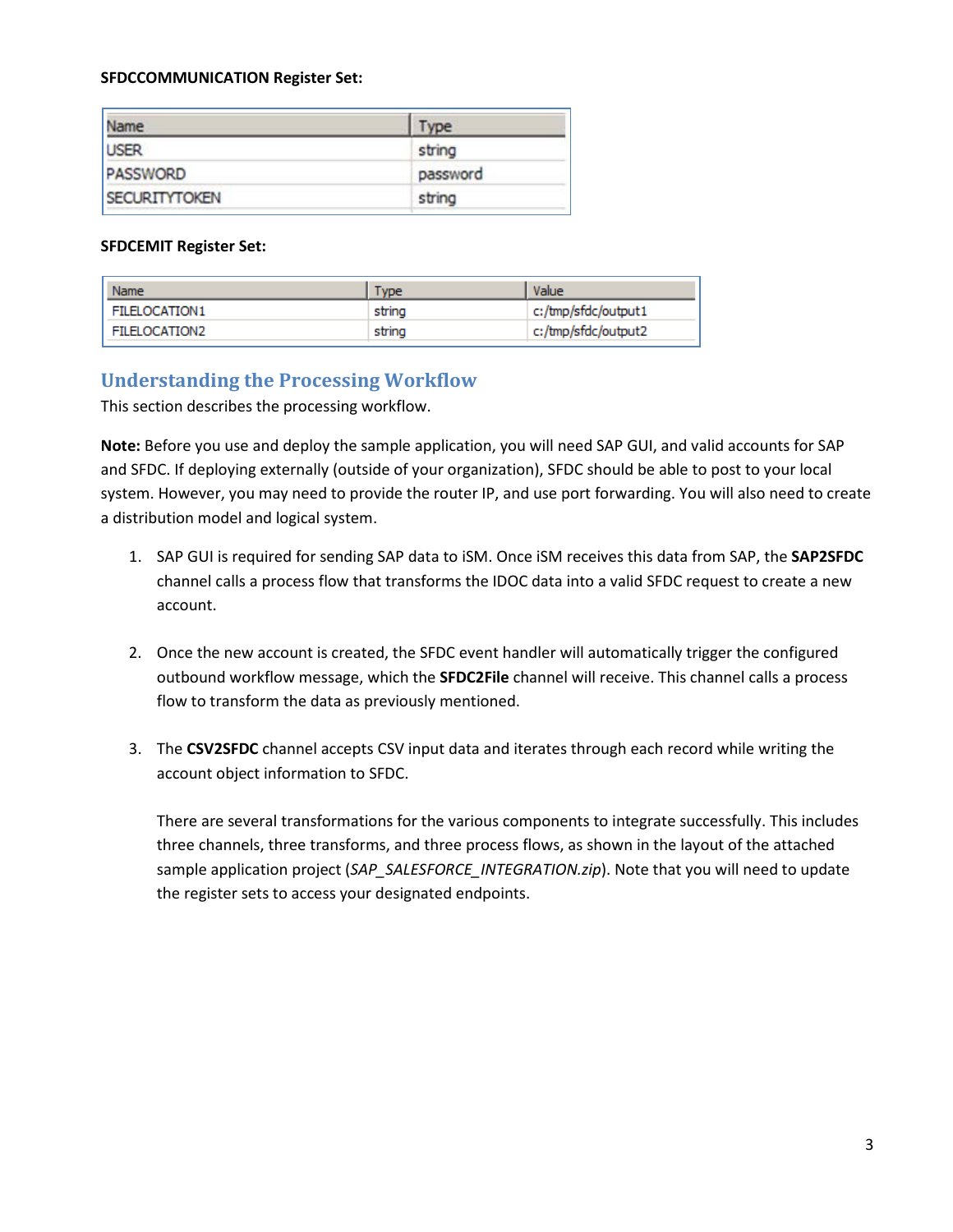**SFDCCOMMUNICATION Register Set:**

| Name | Type |
|---|---|
| USER | string |
| PASSWORD | password |
| SECURITYTOKEN | string |

**SFDCEMIT Register Set:**

| Name | Type | Value |
|---|---|---|
| FILELOCATION1 | string | c:/tmp/sfdc/output1 |
| FILELOCATION2 | string | c:/tmp/sfdc/output2 |

## Understanding the Processing Workflow

This section describes the processing workflow.

**Note:** Before you use and deploy the sample application, you will need SAP GUI, and valid accounts for SAP and SFDC. If deploying externally (outside of your organization), SFDC should be able to post to your local system. However, you may need to provide the router IP, and use port forwarding. You will also need to create a distribution model and logical system.

1. SAP GUI is required for sending SAP data to iSM. Once iSM receives this data from SAP, the **SAP2SFDC** channel calls a process flow that transforms the IDOC data into a valid SFDC request to create a new account.

2. Once the new account is created, the SFDC event handler will automatically trigger the configured outbound workflow message, which the **SFDC2File** channel will receive. This channel calls a process flow to transform the data as previously mentioned.

3. The **CSV2SFDC** channel accepts CSV input data and iterates through each record while writing the account object information to SFDC.

   There are several transformations for the various components to integrate successfully. This includes three channels, three transforms, and three process flows, as shown in the layout of the attached sample application project (*SAP_SALESFORCE_INTEGRATION.zip*). Note that you will need to update the register sets to access your designated endpoints.